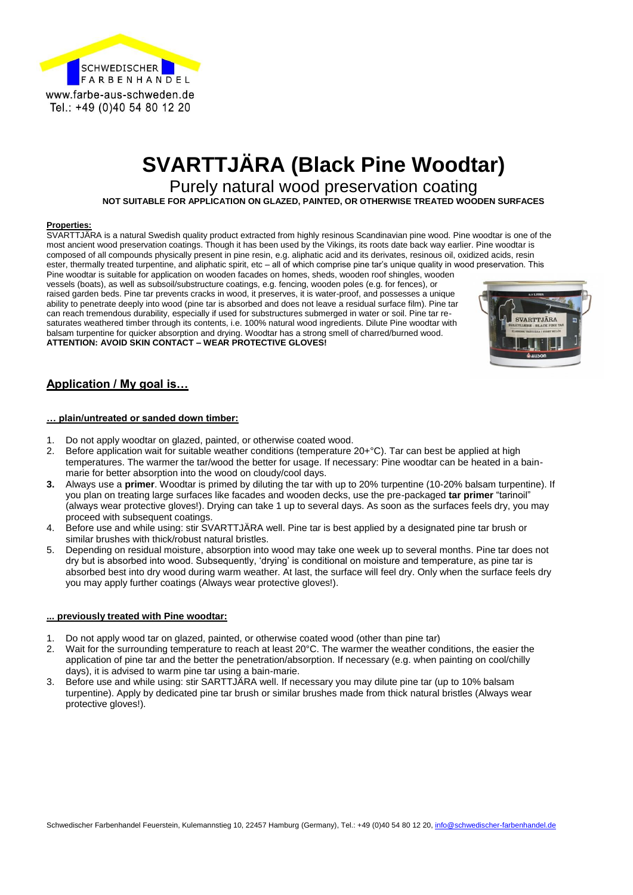SCHWEDISCHER FARBENHANDEL
www.farbe-aus-schweden.de
Tel.: +49 (0)40 54 80 12 20

# SVARTTJÄRA (Black Pine Woodtar)

## Purely natural wood preservation coating

**NOT SUITABLE FOR APPLICATION ON GLAZED, PAINTED, OR OTHERWISE TREATED WOODEN SURFACES**

**Properties:**

SVARTTJÄRA is a natural Swedish quality product extracted from highly resinous Scandinavian pine wood. Pine woodtar is one of the most ancient wood preservation coatings. Though it has been used by the Vikings, its roots date back way earlier. Pine woodtar is composed of all compounds physically present in pine resin, e.g. aliphatic acid and its derivates, resinous oil, oxidized acids, resin ester, thermally treated turpentine, and aliphatic spirit, etc – all of which comprise pine tar's unique quality in wood preservation. This Pine woodtar is suitable for application on wooden facades on homes, sheds, wooden roof shingles, wooden vessels (boats), as well as subsoil/substructure coatings, e.g. fencing, wooden poles (e.g. for fences), or raised garden beds. Pine tar prevents cracks in wood, it preserves, it is water-proof, and possesses a unique ability to penetrate deeply into wood (pine tar is absorbed and does not leave a residual surface film). Pine tar can reach tremendous durability, especially if used for substructures submerged in water or soil. Pine tar re-saturates weathered timber through its contents, i.e. 100% natural wood ingredients. Dilute Pine woodtar with balsam turpentine for quicker absorption and drying. Woodtar has a strong smell of charred/burned wood.
**ATTENTION: AVOID SKIN CONTACT – WEAR PROTECTIVE GLOVES!**

## Application / My goal is…

### … plain/untreated or sanded down timber:

1. Do not apply woodtar on glazed, painted, or otherwise coated wood.
2. Before application wait for suitable weather conditions (temperature 20+°C). Tar can best be applied at high temperatures. The warmer the tar/wood the better for usage. If necessary: Pine woodtar can be heated in a bain-marie for better absorption into the wood on cloudy/cool days.
3. **Always use a primer**. Woodtar is primed by diluting the tar with up to 20% turpentine (10-20% balsam turpentine). If you plan on treating large surfaces like facades and wooden decks, use the pre-packaged **tar primer** "tarinoil" (always wear protective gloves!). Drying can take 1 up to several days. As soon as the surfaces feels dry, you may proceed with subsequent coatings.
4. Before use and while using: stir SVARTTJÄRA well. Pine tar is best applied by a designated pine tar brush or similar brushes with thick/robust natural bristles.
5. Depending on residual moisture, absorption into wood may take one week up to several months. Pine tar does not dry but is absorbed into wood. Subsequently, 'drying' is conditional on moisture and temperature, as pine tar is absorbed best into dry wood during warm weather. At last, the surface will feel dry. Only when the surface feels dry you may apply further coatings (Always wear protective gloves!).

### ... previously treated with Pine woodtar:

1. Do not apply wood tar on glazed, painted, or otherwise coated wood (other than pine tar)
2. Wait for the surrounding temperature to reach at least 20°C. The warmer the weather conditions, the easier the application of pine tar and the better the penetration/absorption. If necessary (e.g. when painting on cool/chilly days), it is advised to warm pine tar using a bain-marie.
3. Before use and while using: stir SARTTJÄRA well. If necessary you may dilute pine tar (up to 10% balsam turpentine). Apply by dedicated pine tar brush or similar brushes made from thick natural bristles (Always wear protective gloves!).

Schwedischer Farbenhandel Feuerstein, Kulemannstieg 10, 22457 Hamburg (Germany), Tel.: +49 (0)40 54 80 12 20, info@schwedischer-farbenhandel.de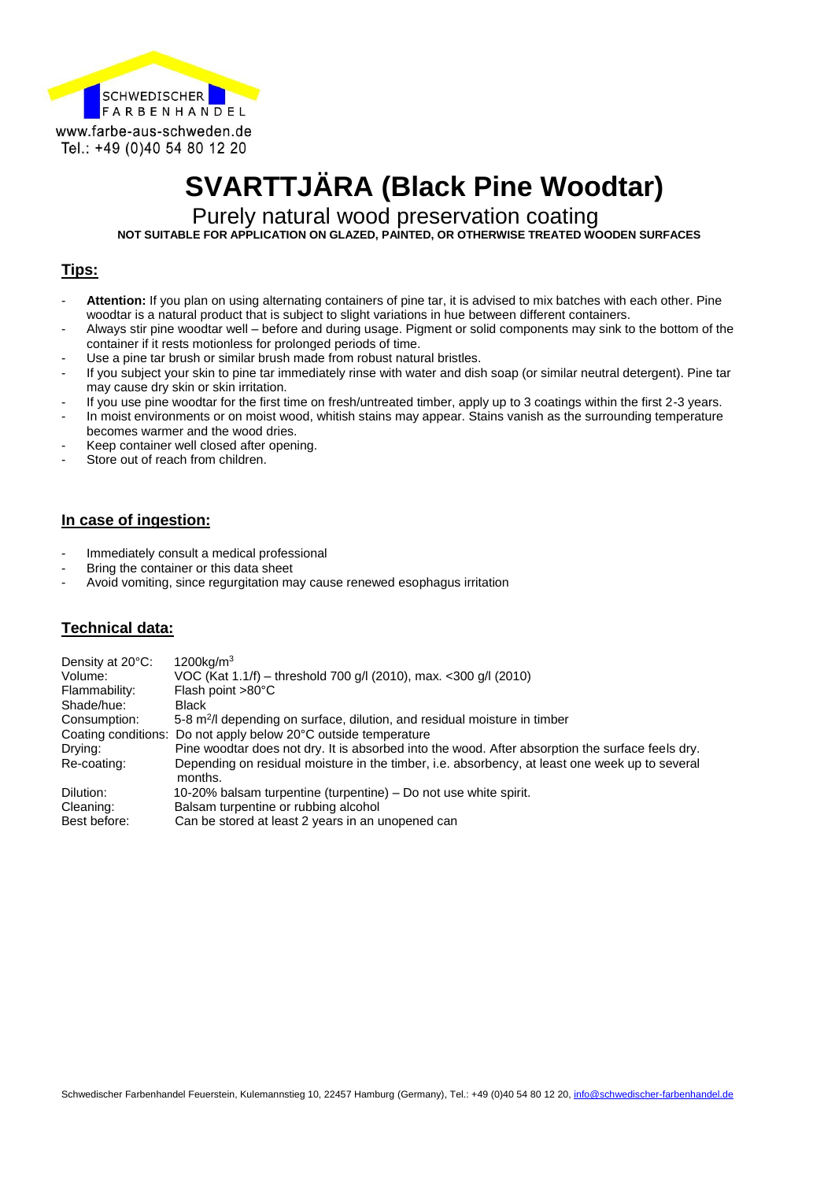SCHWEDISCHER FARBENHANDEL
www.farbe-aus-schweden.de
Tel.: +49 (0)40 54 80 12 20

# SVARTTJÄRA (Black Pine Woodtar)

## Purely natural wood preservation coating

**NOT SUITABLE FOR APPLICATION ON GLAZED, PAINTED, OR OTHERWISE TREATED WOODEN SURFACES**

## Tips:

- **Attention:** If you plan on using alternating containers of pine tar, it is advised to mix batches with each other. Pine woodtar is a natural product that is subject to slight variations in hue between different containers.
- Always stir pine woodtar well – before and during usage. Pigment or solid components may sink to the bottom of the container if it rests motionless for prolonged periods of time.
- Use a pine tar brush or similar brush made from robust natural bristles.
- If you subject your skin to pine tar immediately rinse with water and dish soap (or similar neutral detergent). Pine tar may cause dry skin or skin irritation.
- If you use pine woodtar for the first time on fresh/untreated timber, apply up to 3 coatings within the first 2-3 years.
- In moist environments or on moist wood, whitish stains may appear. Stains vanish as the surrounding temperature becomes warmer and the wood dries.
- Keep container well closed after opening.
- Store out of reach from children.

## In case of ingestion:

- Immediately consult a medical professional
- Bring the container or this data sheet
- Avoid vomiting, since regurgitation may cause renewed esophagus irritation

## Technical data:

| | |
|---|---|
| Density at 20°C: | 1200kg/m$^3$ |
| Volume: | VOC (Kat 1.1/f) – threshold 700 g/l (2010), max. <300 g/l (2010) |
| Flammability: | Flash point >80°C |
| Shade/hue: | Black |
| Consumption: | 5-8 m$^2$/l depending on surface, dilution, and residual moisture in timber |
| Coating conditions: | Do not apply below 20°C outside temperature |
| Drying: | Pine woodtar does not dry. It is absorbed into the wood. After absorption the surface feels dry. |
| Re-coating: | Depending on residual moisture in the timber, i.e. absorbency, at least one week up to several months. |
| Dilution: | 10-20% balsam turpentine (turpentine) – Do not use white spirit. |
| Cleaning: | Balsam turpentine or rubbing alcohol |
| Best before: | Can be stored at least 2 years in an unopened can |

Schwedischer Farbenhandel Feuerstein, Kulemannstieg 10, 22457 Hamburg (Germany), Tel.: +49 (0)40 54 80 12 20, info@schwedischer-farbenhandel.de